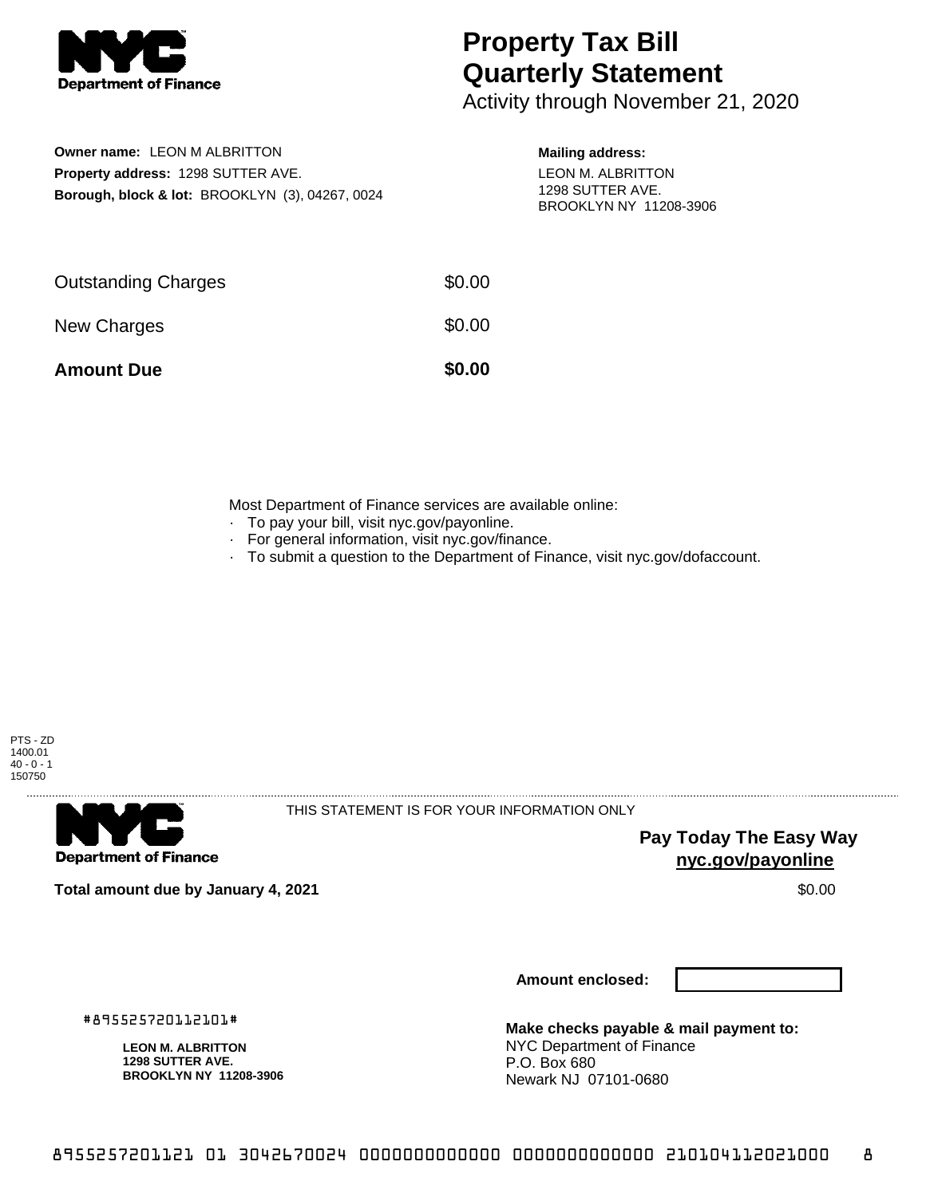# Property Tax Bill Quarterly Statement

Activity through November 21, 2020

**Owner name:** LEON M ALBRITTON
**Property address:** 1298 SUTTER AVE.
**Borough, block & lot:** BROOKLYN (3), 04267, 0024

**Mailing address:**
LEON M. ALBRITTON
1298 SUTTER AVE.
BROOKLYN NY 11208-3906

| | |
|---|---|
| Outstanding Charges | $0.00 |
| New Charges | $0.00 |
| **Amount Due** | **$0.00** |

Most Department of Finance services are available online:
- To pay your bill, visit nyc.gov/payonline.
- For general information, visit nyc.gov/finance.
- To submit a question to the Department of Finance, visit nyc.gov/dofaccount.

PTS - ZD
1400.01
40 - 0 - 1
150750

THIS STATEMENT IS FOR YOUR INFORMATION ONLY

**Pay Today The Easy Way**
**nyc.gov/payonline**

**Total amount due by January 4, 2021** $0.00

**Amount enclosed:**

#895525720112101#

**LEON M. ALBRITTON**
**1298 SUTTER AVE.**
**BROOKLYN NY 11208-3906**

**Make checks payable & mail payment to:**
NYC Department of Finance
P.O. Box 680
Newark NJ 07101-0680

8955257201121 01 3042670024 0000000000000 0000000000000 210104112021000 8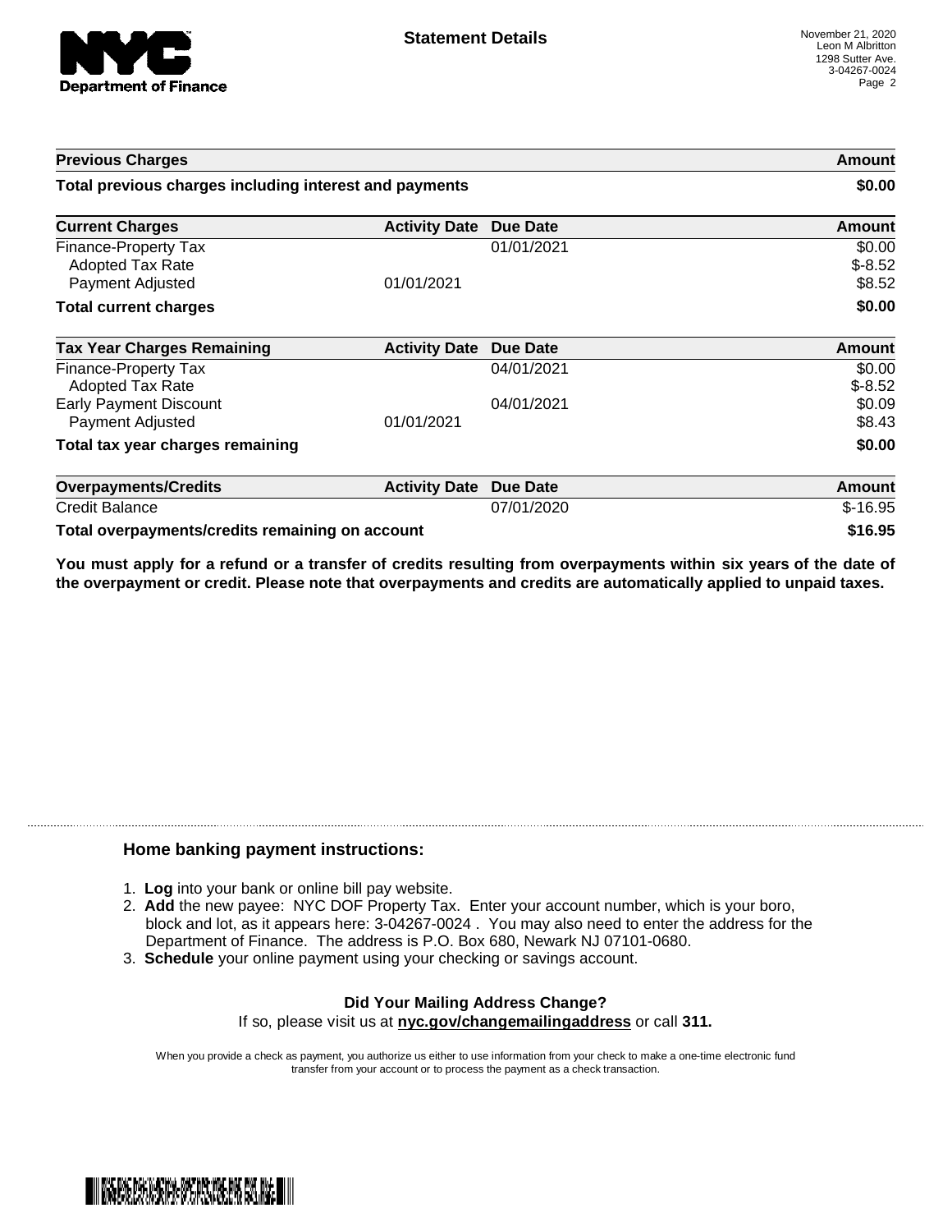# Statement Details

November 21, 2020
Leon M Albritton
1298 Sutter Ave.
3-04267-0024

| Previous Charges | | | Amount |
|---|---|---|---|
| **Total previous charges including interest and payments** | | | **$0.00** |

| Current Charges | Activity Date | Due Date | Amount |
|---|---|---|---|
| Finance-Property Tax | | 01/01/2021 | $0.00 |
| Adopted Tax Rate | | | $-8.52 |
| Payment Adjusted | 01/01/2021 | | $8.52 |
| **Total current charges** | | | **$0.00** |

| Tax Year Charges Remaining | Activity Date | Due Date | Amount |
|---|---|---|---|
| Finance-Property Tax | | 04/01/2021 | $0.00 |
| Adopted Tax Rate | | | $-8.52 |
| Early Payment Discount | | 04/01/2021 | $0.09 |
| Payment Adjusted | 01/01/2021 | | $8.43 |
| **Total tax year charges remaining** | | | **$0.00** |

| Overpayments/Credits | Activity Date | Due Date | Amount |
|---|---|---|---|
| Credit Balance | | 07/01/2020 | $-16.95 |
| **Total overpayments/credits remaining on account** | | | **$16.95** |

**You must apply for a refund or a transfer of credits resulting from overpayments within six years of the date of the overpayment or credit. Please note that overpayments and credits are automatically applied to unpaid taxes.**

## Home banking payment instructions:

1. **Log** into your bank or online bill pay website.
2. **Add** the new payee: NYC DOF Property Tax. Enter your account number, which is your boro, block and lot, as it appears here: 3-04267-0024 . You may also need to enter the address for the Department of Finance. The address is P.O. Box 680, Newark NJ 07101-0680.
3. **Schedule** your online payment using your checking or savings account.

**Did Your Mailing Address Change?**
If so, please visit us at **nyc.gov/changemailingaddress** or call **311.**

When you provide a check as payment, you authorize us either to use information from your check to make a one-time electronic fund transfer from your account or to process the payment as a check transaction.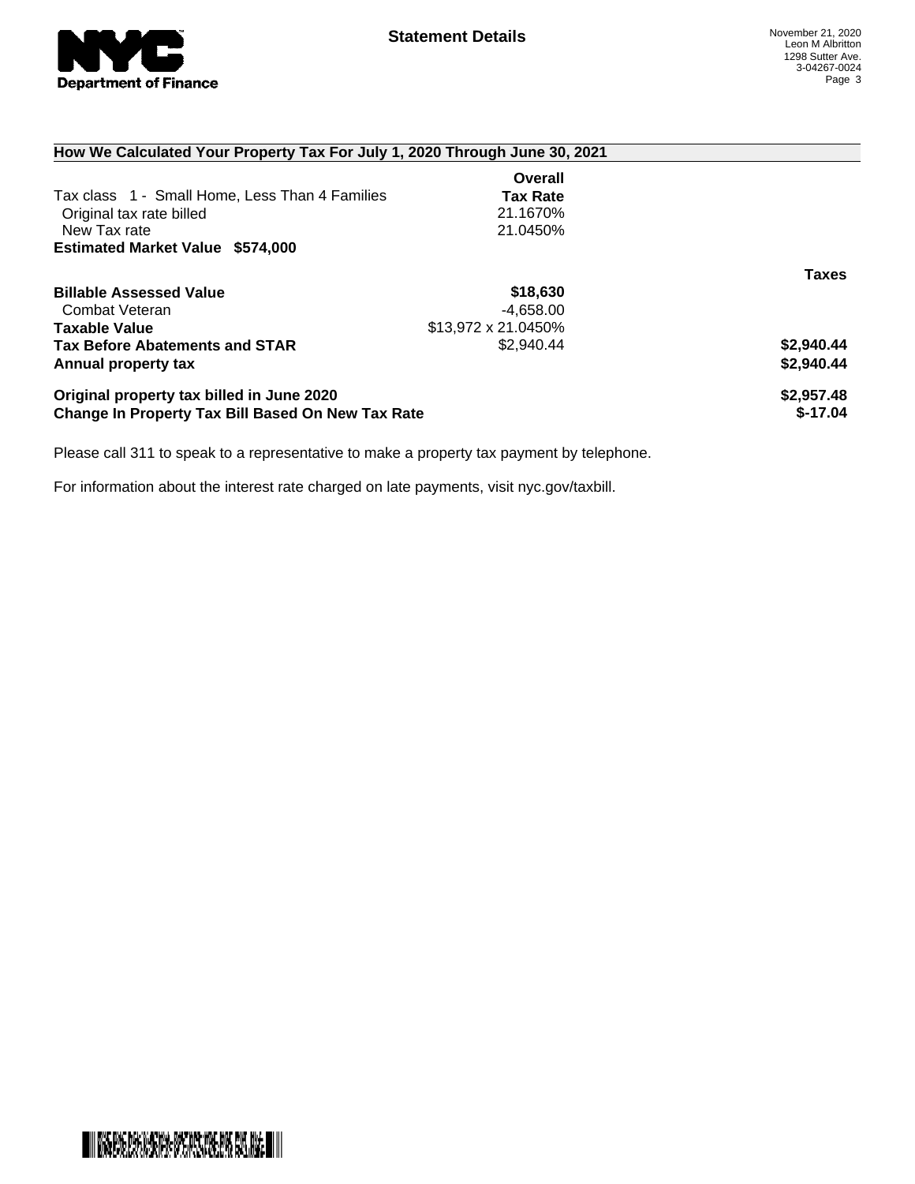## Statement Details

November 21, 2020
Leon M Albritton
1298 Sutter Ave.
3-04267-0024

### How We Calculated Your Property Tax For July 1, 2020 Through June 30, 2021

| | Overall Tax Rate | Taxes |
| --- | --- | --- |
| Tax class 1 - Small Home, Less Than 4 Families | | |
| Original tax rate billed | 21.1670% | |
| New Tax rate | 21.0450% | |
| **Estimated Market Value $574,000** | | |
| **Billable Assessed Value** | **$18,630** | |
| Combat Veteran | -4,658.00 | |
| **Taxable Value** | $13,972 x 21.0450% | |
| **Tax Before Abatements and STAR** | $2,940.44 | **$2,940.44** |
| **Annual property tax** | | **$2,940.44** |
| **Original property tax billed in June 2020** | | **$2,957.48** |
| **Change In Property Tax Bill Based On New Tax Rate** | | **$-17.04** |

Please call 311 to speak to a representative to make a property tax payment by telephone.

For information about the interest rate charged on late payments, visit nyc.gov/taxbill.